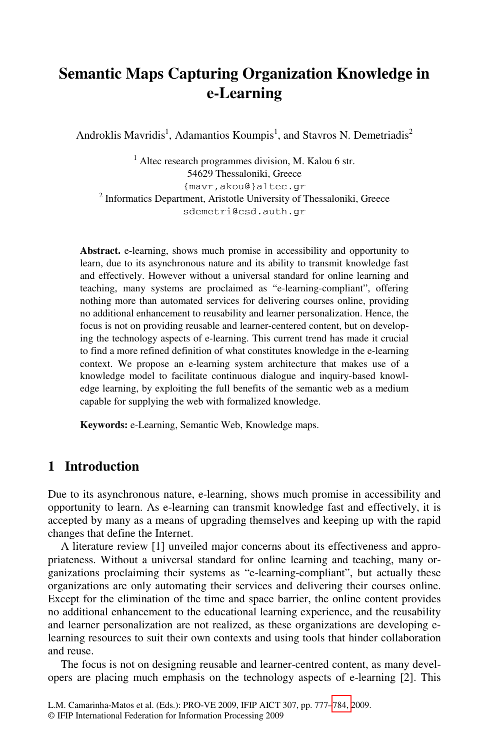# Semantic Maps Capturing Organization Knowledge in e-Learning

Androklis Mavridis[1], Adamantios Koumpis[1], and Stavros N. Demetriadis[2]

[1] Altec research programmes division, M. Kalou 6 str.
54629 Thessaloniki, Greece
{mavr,akou@}altec.gr

[2] Informatics Department, Aristotle University of Thessaloniki, Greece
sdemetri@csd.auth.gr

**Abstract.** e-learning, shows much promise in accessibility and opportunity to learn, due to its asynchronous nature and its ability to transmit knowledge fast and effectively. However without a universal standard for online learning and teaching, many systems are proclaimed as "e-learning-compliant", offering nothing more than automated services for delivering courses online, providing no additional enhancement to reusability and learner personalization. Hence, the focus is not on providing reusable and learner-centered content, but on developing the technology aspects of e-learning. This current trend has made it crucial to find a more refined definition of what constitutes knowledge in the e-learning context. We propose an e-learning system architecture that makes use of a knowledge model to facilitate continuous dialogue and inquiry-based knowledge learning, by exploiting the full benefits of the semantic web as a medium capable for supplying the web with formalized knowledge.

**Keywords:** e-Learning, Semantic Web, Knowledge maps.

## 1 Introduction

Due to its asynchronous nature, e-learning, shows much promise in accessibility and opportunity to learn. As e-learning can transmit knowledge fast and effectively, it is accepted by many as a means of upgrading themselves and keeping up with the rapid changes that define the Internet.

A literature review [1] unveiled major concerns about its effectiveness and appropriateness. Without a universal standard for online learning and teaching, many organizations proclaiming their systems as "e-learning-compliant", but actually these organizations are only automating their services and delivering their courses online. Except for the elimination of the time and space barrier, the online content provides no additional enhancement to the educational learning experience, and the reusability and learner personalization are not realized, as these organizations are developing e-learning resources to suit their own contexts and using tools that hinder collaboration and reuse.

The focus is not on designing reusable and learner-centred content, as many developers are placing much emphasis on the technology aspects of e-learning [2]. This

L.M. Camarinha-Matos et al. (Eds.): PRO-VE 2009, IFIP AICT 307, pp. 777–784, 2009.
© IFIP International Federation for Information Processing 2009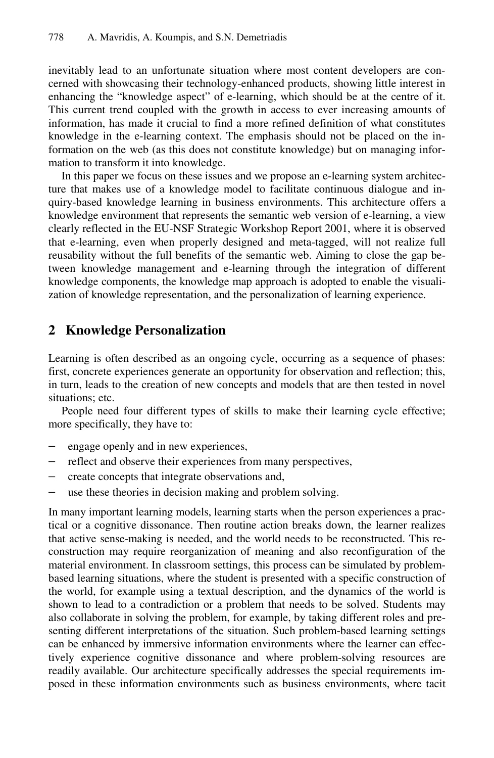inevitably lead to an unfortunate situation where most content developers are concerned with showcasing their technology-enhanced products, showing little interest in enhancing the "knowledge aspect" of e-learning, which should be at the centre of it. This current trend coupled with the growth in access to ever increasing amounts of information, has made it crucial to find a more refined definition of what constitutes knowledge in the e-learning context. The emphasis should not be placed on the information on the web (as this does not constitute knowledge) but on managing information to transform it into knowledge.

In this paper we focus on these issues and we propose an e-learning system architecture that makes use of a knowledge model to facilitate continuous dialogue and inquiry-based knowledge learning in business environments. This architecture offers a knowledge environment that represents the semantic web version of e-learning, a view clearly reflected in the EU-NSF Strategic Workshop Report 2001, where it is observed that e-learning, even when properly designed and meta-tagged, will not realize full reusability without the full benefits of the semantic web. Aiming to close the gap between knowledge management and e-learning through the integration of different knowledge components, the knowledge map approach is adopted to enable the visualization of knowledge representation, and the personalization of learning experience.

## 2 Knowledge Personalization

Learning is often described as an ongoing cycle, occurring as a sequence of phases: first, concrete experiences generate an opportunity for observation and reflection; this, in turn, leads to the creation of new concepts and models that are then tested in novel situations; etc.

People need four different types of skills to make their learning cycle effective; more specifically, they have to:

- engage openly and in new experiences,
- reflect and observe their experiences from many perspectives,
- create concepts that integrate observations and,
- use these theories in decision making and problem solving.

In many important learning models, learning starts when the person experiences a practical or a cognitive dissonance. Then routine action breaks down, the learner realizes that active sense-making is needed, and the world needs to be reconstructed. This reconstruction may require reorganization of meaning and also reconfiguration of the material environment. In classroom settings, this process can be simulated by problem-based learning situations, where the student is presented with a specific construction of the world, for example using a textual description, and the dynamics of the world is shown to lead to a contradiction or a problem that needs to be solved. Students may also collaborate in solving the problem, for example, by taking different roles and presenting different interpretations of the situation. Such problem-based learning settings can be enhanced by immersive information environments where the learner can effectively experience cognitive dissonance and where problem-solving resources are readily available. Our architecture specifically addresses the special requirements imposed in these information environments such as business environments, where tacit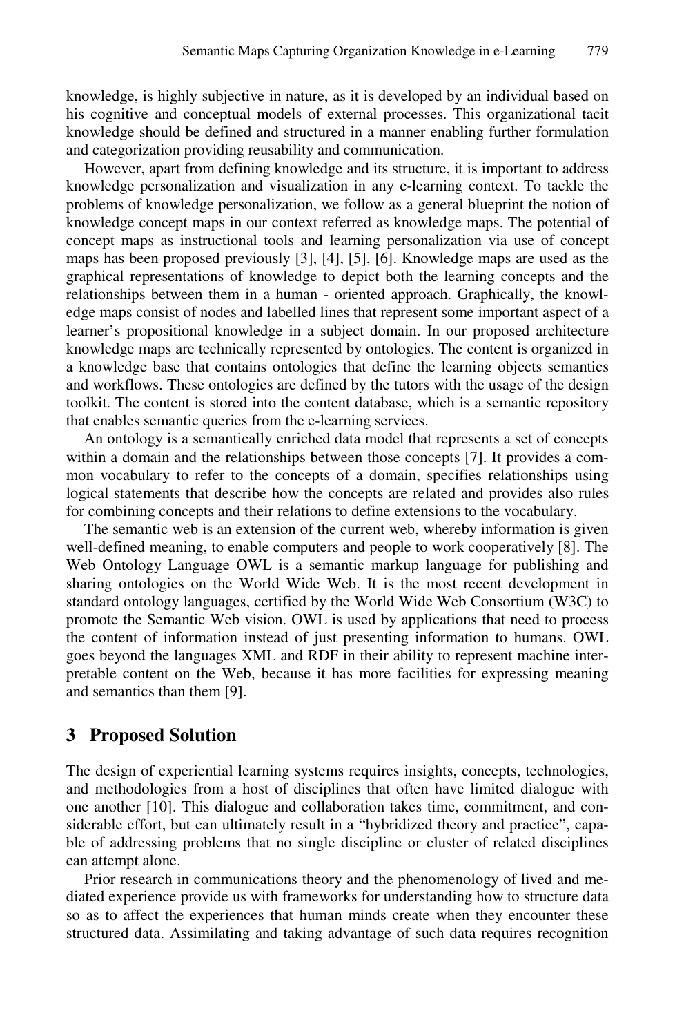knowledge, is highly subjective in nature, as it is developed by an individual based on his cognitive and conceptual models of external processes. This organizational tacit knowledge should be defined and structured in a manner enabling further formulation and categorization providing reusability and communication.

However, apart from defining knowledge and its structure, it is important to address knowledge personalization and visualization in any e-learning context. To tackle the problems of knowledge personalization, we follow as a general blueprint the notion of knowledge concept maps in our context referred as knowledge maps. The potential of concept maps as instructional tools and learning personalization via use of concept maps has been proposed previously [3], [4], [5], [6]. Knowledge maps are used as the graphical representations of knowledge to depict both the learning concepts and the relationships between them in a human - oriented approach. Graphically, the knowledge maps consist of nodes and labelled lines that represent some important aspect of a learner's propositional knowledge in a subject domain. In our proposed architecture knowledge maps are technically represented by ontologies. The content is organized in a knowledge base that contains ontologies that define the learning objects semantics and workflows. These ontologies are defined by the tutors with the usage of the design toolkit. The content is stored into the content database, which is a semantic repository that enables semantic queries from the e-learning services.

An ontology is a semantically enriched data model that represents a set of concepts within a domain and the relationships between those concepts [7]. It provides a common vocabulary to refer to the concepts of a domain, specifies relationships using logical statements that describe how the concepts are related and provides also rules for combining concepts and their relations to define extensions to the vocabulary.

The semantic web is an extension of the current web, whereby information is given well-defined meaning, to enable computers and people to work cooperatively [8]. The Web Ontology Language OWL is a semantic markup language for publishing and sharing ontologies on the World Wide Web. It is the most recent development in standard ontology languages, certified by the World Wide Web Consortium (W3C) to promote the Semantic Web vision. OWL is used by applications that need to process the content of information instead of just presenting information to humans. OWL goes beyond the languages XML and RDF in their ability to represent machine interpretable content on the Web, because it has more facilities for expressing meaning and semantics than them [9].

## 3 Proposed Solution

The design of experiential learning systems requires insights, concepts, technologies, and methodologies from a host of disciplines that often have limited dialogue with one another [10]. This dialogue and collaboration takes time, commitment, and considerable effort, but can ultimately result in a "hybridized theory and practice", capable of addressing problems that no single discipline or cluster of related disciplines can attempt alone.

Prior research in communications theory and the phenomenology of lived and mediated experience provide us with frameworks for understanding how to structure data so as to affect the experiences that human minds create when they encounter these structured data. Assimilating and taking advantage of such data requires recognition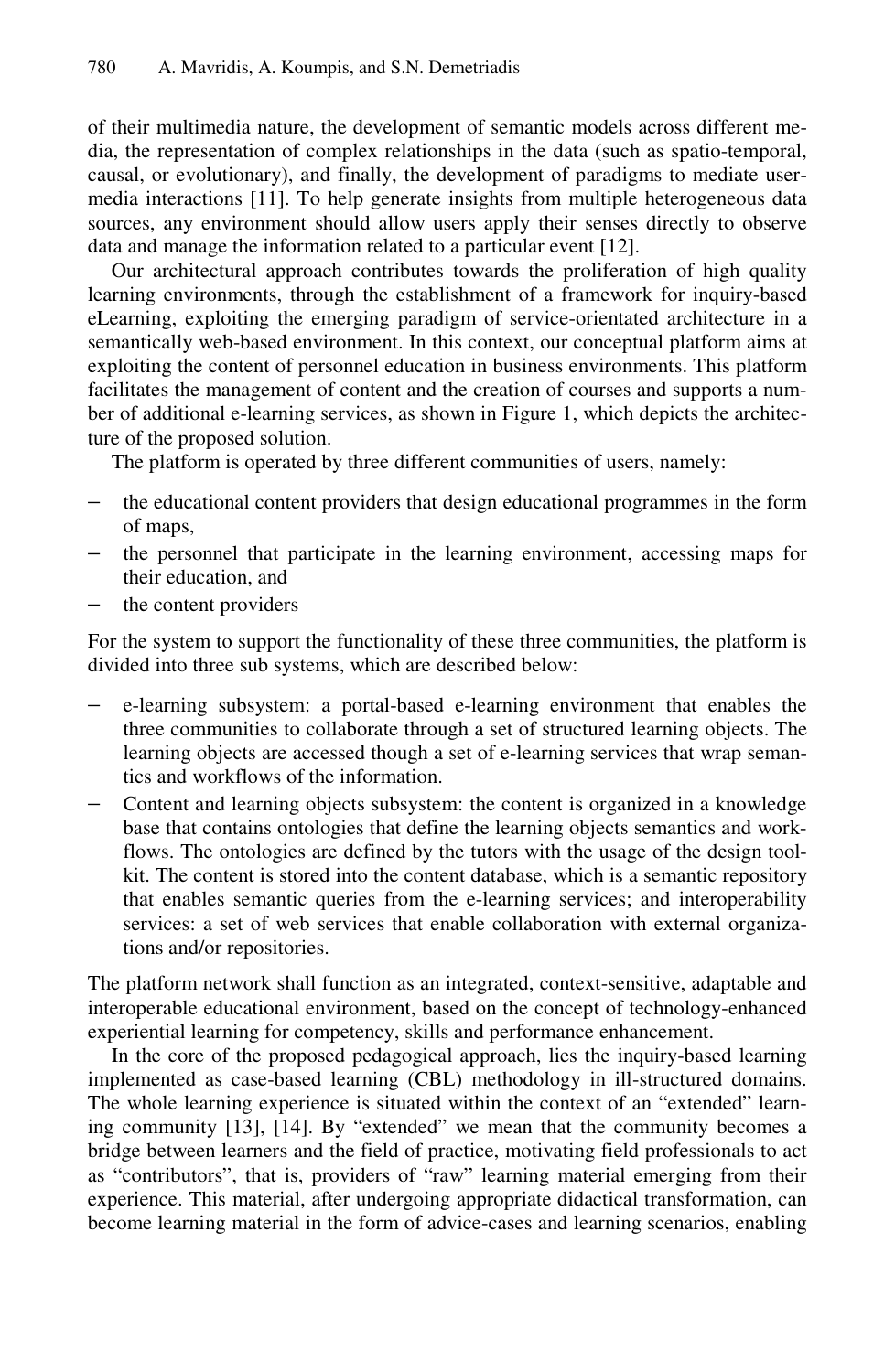of their multimedia nature, the development of semantic models across different media, the representation of complex relationships in the data (such as spatio-temporal, causal, or evolutionary), and finally, the development of paradigms to mediate user-media interactions [11]. To help generate insights from multiple heterogeneous data sources, any environment should allow users apply their senses directly to observe data and manage the information related to a particular event [12].

Our architectural approach contributes towards the proliferation of high quality learning environments, through the establishment of a framework for inquiry-based eLearning, exploiting the emerging paradigm of service-orientated architecture in a semantically web-based environment. In this context, our conceptual platform aims at exploiting the content of personnel education in business environments. This platform facilitates the management of content and the creation of courses and supports a number of additional e-learning services, as shown in Figure 1, which depicts the architecture of the proposed solution.

The platform is operated by three different communities of users, namely:

- the educational content providers that design educational programmes in the form of maps,
- the personnel that participate in the learning environment, accessing maps for their education, and
- the content providers

For the system to support the functionality of these three communities, the platform is divided into three sub systems, which are described below:

- e-learning subsystem: a portal-based e-learning environment that enables the three communities to collaborate through a set of structured learning objects. The learning objects are accessed though a set of e-learning services that wrap semantics and workflows of the information.
- Content and learning objects subsystem: the content is organized in a knowledge base that contains ontologies that define the learning objects semantics and workflows. The ontologies are defined by the tutors with the usage of the design toolkit. The content is stored into the content database, which is a semantic repository that enables semantic queries from the e-learning services; and interoperability services: a set of web services that enable collaboration with external organizations and/or repositories.

The platform network shall function as an integrated, context-sensitive, adaptable and interoperable educational environment, based on the concept of technology-enhanced experiential learning for competency, skills and performance enhancement.

In the core of the proposed pedagogical approach, lies the inquiry-based learning implemented as case-based learning (CBL) methodology in ill-structured domains. The whole learning experience is situated within the context of an "extended" learning community [13], [14]. By "extended" we mean that the community becomes a bridge between learners and the field of practice, motivating field professionals to act as "contributors", that is, providers of "raw" learning material emerging from their experience. This material, after undergoing appropriate didactical transformation, can become learning material in the form of advice-cases and learning scenarios, enabling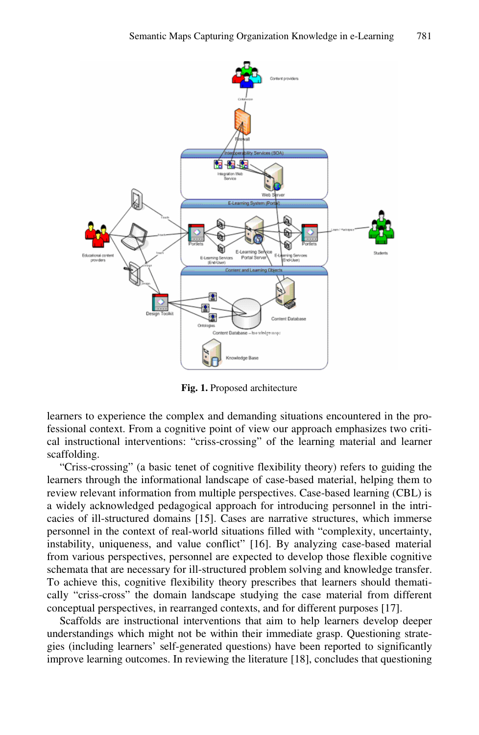**Fig. 1.** Proposed architecture

learners to experience the complex and demanding situations encountered in the professional context. From a cognitive point of view our approach emphasizes two critical instructional interventions: "criss-crossing" of the learning material and learner scaffolding.

"Criss-crossing" (a basic tenet of cognitive flexibility theory) refers to guiding the learners through the informational landscape of case-based material, helping them to review relevant information from multiple perspectives. Case-based learning (CBL) is a widely acknowledged pedagogical approach for introducing personnel in the intricacies of ill-structured domains [15]. Cases are narrative structures, which immerse personnel in the context of real-world situations filled with "complexity, uncertainty, instability, uniqueness, and value conflict" [16]. By analyzing case-based material from various perspectives, personnel are expected to develop those flexible cognitive schemata that are necessary for ill-structured problem solving and knowledge transfer. To achieve this, cognitive flexibility theory prescribes that learners should thematically "criss-cross" the domain landscape studying the case material from different conceptual perspectives, in rearranged contexts, and for different purposes [17].

Scaffolds are instructional interventions that aim to help learners develop deeper understandings which might not be within their immediate grasp. Questioning strategies (including learners' self-generated questions) have been reported to significantly improve learning outcomes. In reviewing the literature [18], concludes that questioning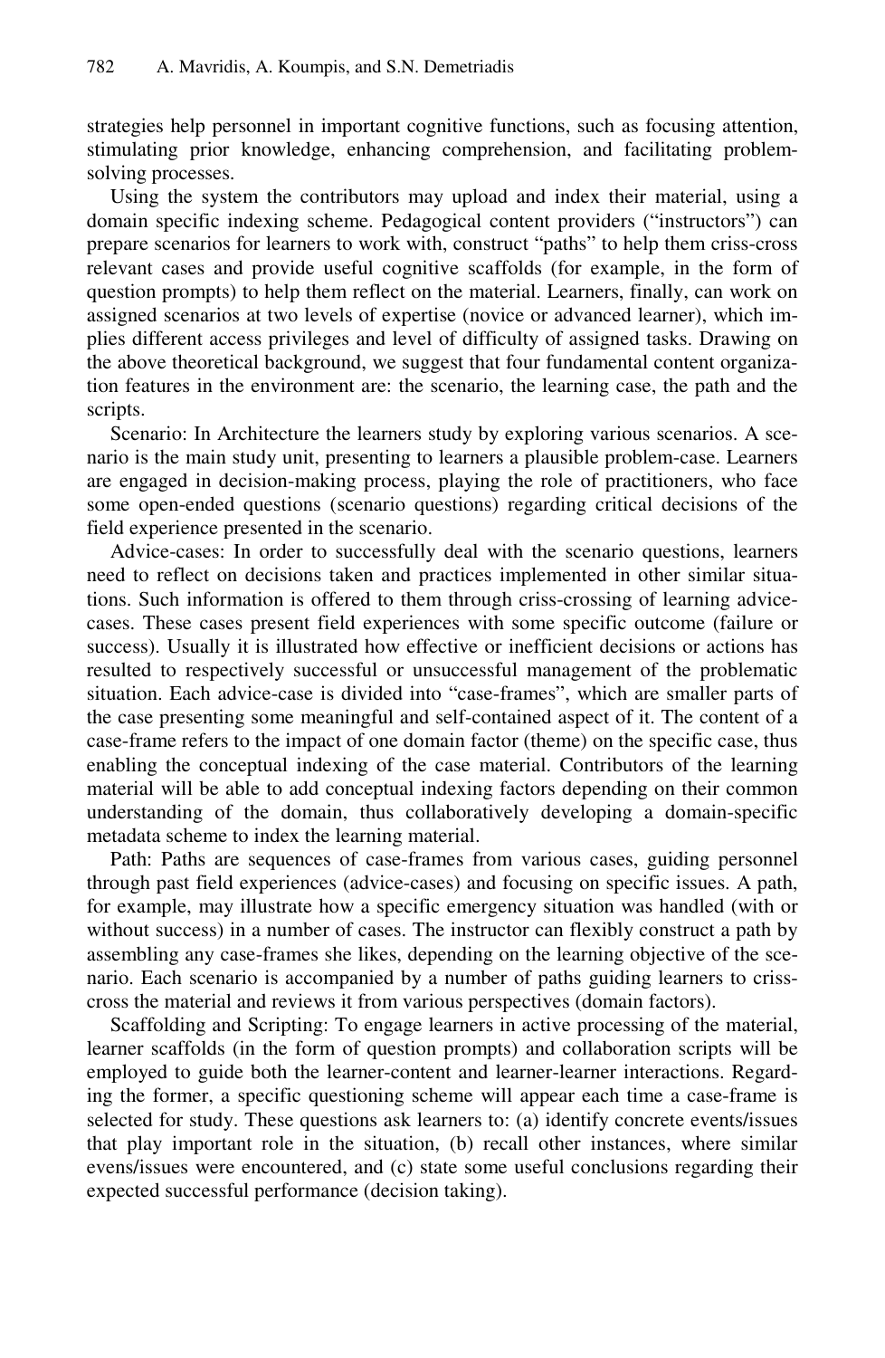strategies help personnel in important cognitive functions, such as focusing attention, stimulating prior knowledge, enhancing comprehension, and facilitating problem-solving processes.

Using the system the contributors may upload and index their material, using a domain specific indexing scheme. Pedagogical content providers ("instructors") can prepare scenarios for learners to work with, construct "paths" to help them criss-cross relevant cases and provide useful cognitive scaffolds (for example, in the form of question prompts) to help them reflect on the material. Learners, finally, can work on assigned scenarios at two levels of expertise (novice or advanced learner), which implies different access privileges and level of difficulty of assigned tasks. Drawing on the above theoretical background, we suggest that four fundamental content organization features in the environment are: the scenario, the learning case, the path and the scripts.

Scenario: In Architecture the learners study by exploring various scenarios. A scenario is the main study unit, presenting to learners a plausible problem-case. Learners are engaged in decision-making process, playing the role of practitioners, who face some open-ended questions (scenario questions) regarding critical decisions of the field experience presented in the scenario.

Advice-cases: In order to successfully deal with the scenario questions, learners need to reflect on decisions taken and practices implemented in other similar situations. Such information is offered to them through criss-crossing of learning advice-cases. These cases present field experiences with some specific outcome (failure or success). Usually it is illustrated how effective or inefficient decisions or actions has resulted to respectively successful or unsuccessful management of the problematic situation. Each advice-case is divided into "case-frames", which are smaller parts of the case presenting some meaningful and self-contained aspect of it. The content of a case-frame refers to the impact of one domain factor (theme) on the specific case, thus enabling the conceptual indexing of the case material. Contributors of the learning material will be able to add conceptual indexing factors depending on their common understanding of the domain, thus collaboratively developing a domain-specific metadata scheme to index the learning material.

Path: Paths are sequences of case-frames from various cases, guiding personnel through past field experiences (advice-cases) and focusing on specific issues. A path, for example, may illustrate how a specific emergency situation was handled (with or without success) in a number of cases. The instructor can flexibly construct a path by assembling any case-frames she likes, depending on the learning objective of the scenario. Each scenario is accompanied by a number of paths guiding learners to criss-cross the material and reviews it from various perspectives (domain factors).

Scaffolding and Scripting: To engage learners in active processing of the material, learner scaffolds (in the form of question prompts) and collaboration scripts will be employed to guide both the learner-content and learner-learner interactions. Regarding the former, a specific questioning scheme will appear each time a case-frame is selected for study. These questions ask learners to: (a) identify concrete events/issues that play important role in the situation, (b) recall other instances, where similar evens/issues were encountered, and (c) state some useful conclusions regarding their expected successful performance (decision taking).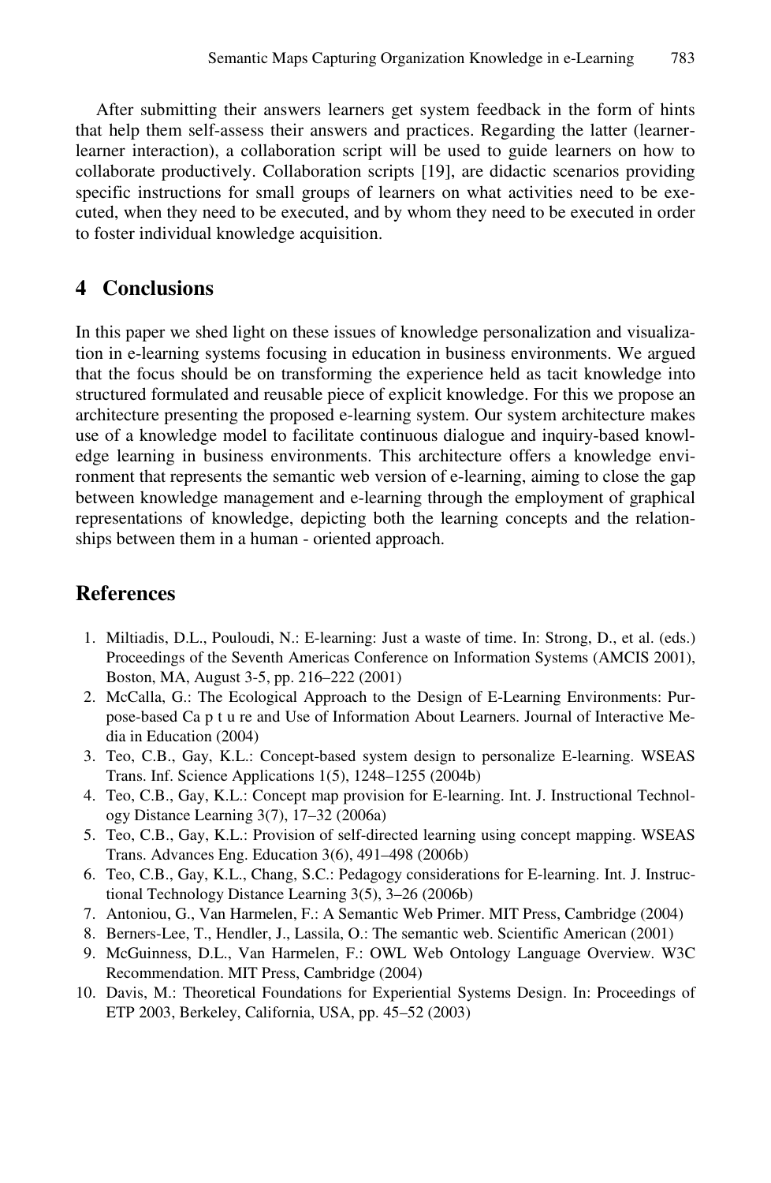After submitting their answers learners get system feedback in the form of hints that help them self-assess their answers and practices. Regarding the latter (learner-learner interaction), a collaboration script will be used to guide learners on how to collaborate productively. Collaboration scripts [19], are didactic scenarios providing specific instructions for small groups of learners on what activities need to be executed, when they need to be executed, and by whom they need to be executed in order to foster individual knowledge acquisition.

## 4 Conclusions

In this paper we shed light on these issues of knowledge personalization and visualization in e-learning systems focusing in education in business environments. We argued that the focus should be on transforming the experience held as tacit knowledge into structured formulated and reusable piece of explicit knowledge. For this we propose an architecture presenting the proposed e-learning system. Our system architecture makes use of a knowledge model to facilitate continuous dialogue and inquiry-based knowledge learning in business environments. This architecture offers a knowledge environment that represents the semantic web version of e-learning, aiming to close the gap between knowledge management and e-learning through the employment of graphical representations of knowledge, depicting both the learning concepts and the relationships between them in a human - oriented approach.

## References

1. Miltiadis, D.L., Pouloudi, N.: E-learning: Just a waste of time. In: Strong, D., et al. (eds.) Proceedings of the Seventh Americas Conference on Information Systems (AMCIS 2001), Boston, MA, August 3-5, pp. 216–222 (2001)
2. McCalla, G.: The Ecological Approach to the Design of E-Learning Environments: Purpose-based Ca p t u re and Use of Information About Learners. Journal of Interactive Media in Education (2004)
3. Teo, C.B., Gay, K.L.: Concept-based system design to personalize E-learning. WSEAS Trans. Inf. Science Applications 1(5), 1248–1255 (2004b)
4. Teo, C.B., Gay, K.L.: Concept map provision for E-learning. Int. J. Instructional Technology Distance Learning 3(7), 17–32 (2006a)
5. Teo, C.B., Gay, K.L.: Provision of self-directed learning using concept mapping. WSEAS Trans. Advances Eng. Education 3(6), 491–498 (2006b)
6. Teo, C.B., Gay, K.L., Chang, S.C.: Pedagogy considerations for E-learning. Int. J. Instructional Technology Distance Learning 3(5), 3–26 (2006b)
7. Antoniou, G., Van Harmelen, F.: A Semantic Web Primer. MIT Press, Cambridge (2004)
8. Berners-Lee, T., Hendler, J., Lassila, O.: The semantic web. Scientific American (2001)
9. McGuinness, D.L., Van Harmelen, F.: OWL Web Ontology Language Overview. W3C Recommendation. MIT Press, Cambridge (2004)
10. Davis, M.: Theoretical Foundations for Experiential Systems Design. In: Proceedings of ETP 2003, Berkeley, California, USA, pp. 45–52 (2003)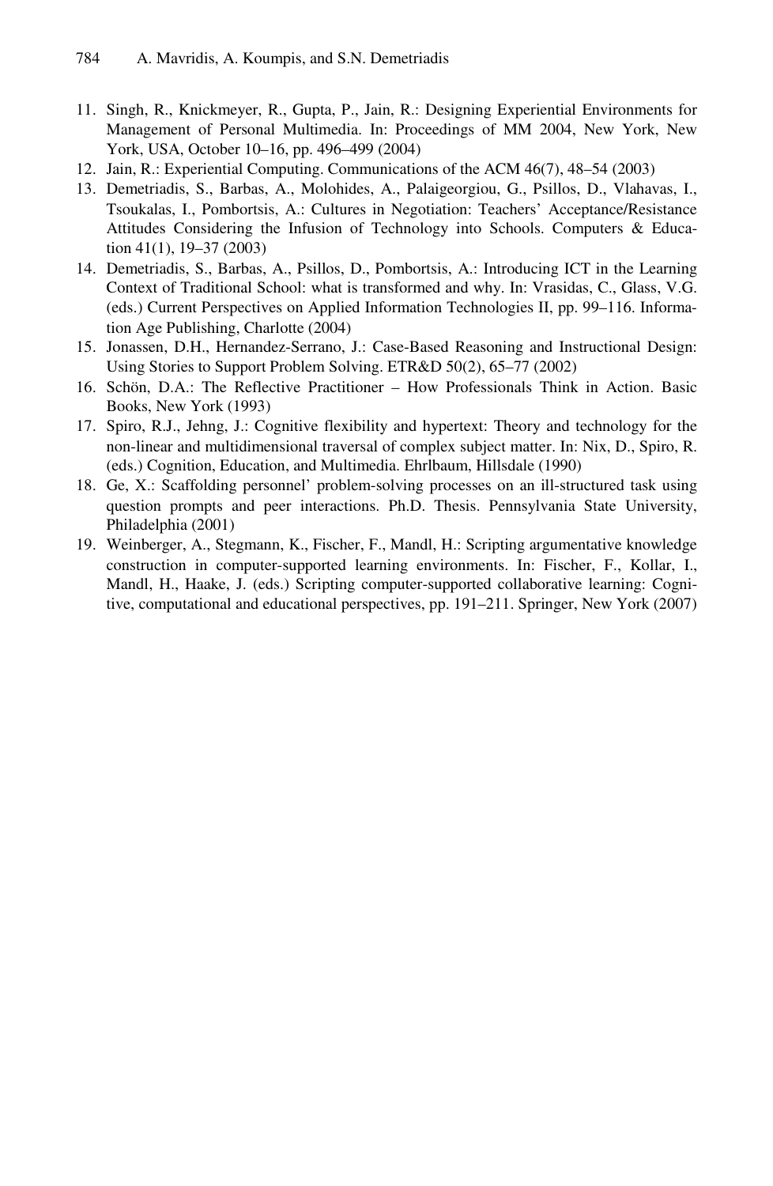11. Singh, R., Knickmeyer, R., Gupta, P., Jain, R.: Designing Experiential Environments for Management of Personal Multimedia. In: Proceedings of MM 2004, New York, New York, USA, October 10–16, pp. 496–499 (2004)
12. Jain, R.: Experiential Computing. Communications of the ACM 46(7), 48–54 (2003)
13. Demetriadis, S., Barbas, A., Molohides, A., Palaigeorgiou, G., Psillos, D., Vlahavas, I., Tsoukalas, I., Pombortsis, A.: Cultures in Negotiation: Teachers' Acceptance/Resistance Attitudes Considering the Infusion of Technology into Schools. Computers & Education 41(1), 19–37 (2003)
14. Demetriadis, S., Barbas, A., Psillos, D., Pombortsis, A.: Introducing ICT in the Learning Context of Traditional School: what is transformed and why. In: Vrasidas, C., Glass, V.G. (eds.) Current Perspectives on Applied Information Technologies II, pp. 99–116. Information Age Publishing, Charlotte (2004)
15. Jonassen, D.H., Hernandez-Serrano, J.: Case-Based Reasoning and Instructional Design: Using Stories to Support Problem Solving. ETR&D 50(2), 65–77 (2002)
16. Schön, D.A.: The Reflective Practitioner – How Professionals Think in Action. Basic Books, New York (1993)
17. Spiro, R.J., Jehng, J.: Cognitive flexibility and hypertext: Theory and technology for the non-linear and multidimensional traversal of complex subject matter. In: Nix, D., Spiro, R. (eds.) Cognition, Education, and Multimedia. Ehrlbaum, Hillsdale (1990)
18. Ge, X.: Scaffolding personnel' problem-solving processes on an ill-structured task using question prompts and peer interactions. Ph.D. Thesis. Pennsylvania State University, Philadelphia (2001)
19. Weinberger, A., Stegmann, K., Fischer, F., Mandl, H.: Scripting argumentative knowledge construction in computer-supported learning environments. In: Fischer, F., Kollar, I., Mandl, H., Haake, J. (eds.) Scripting computer-supported collaborative learning: Cognitive, computational and educational perspectives, pp. 191–211. Springer, New York (2007)